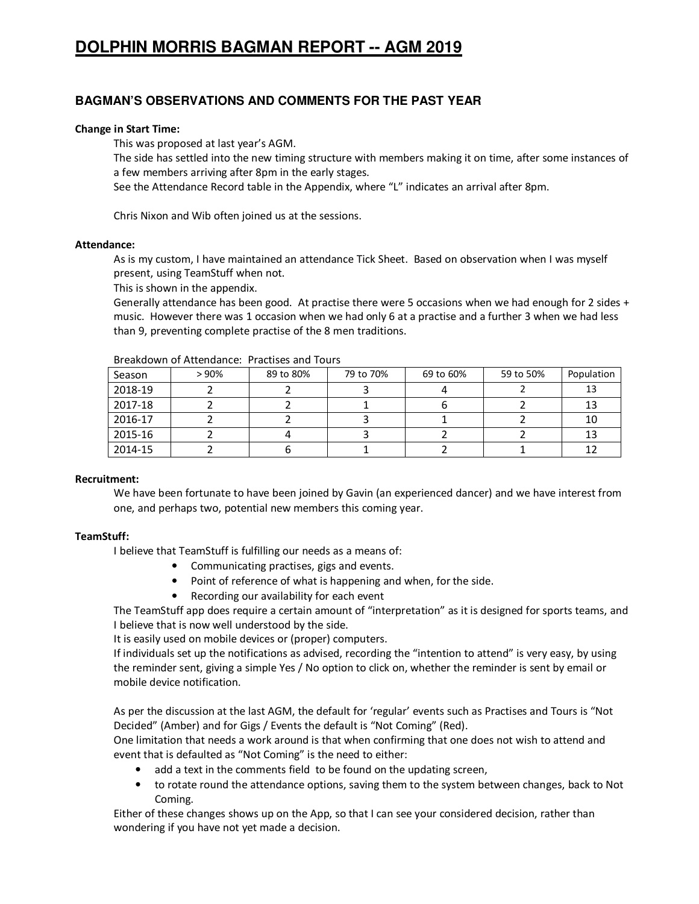# DOLPHIN MORRIS BAGMAN REPORT -- AGM 2019

## BAGMAN'S OBSERVATIONS AND COMMENTS FOR THE PAST YEAR

**Change in Start Time:**

This was proposed at last year's AGM.
The side has settled into the new timing structure with members making it on time, after some instances of a few members arriving after 8pm in the early stages.
See the Attendance Record table in the Appendix, where "L" indicates an arrival after 8pm.

Chris Nixon and Wib often joined us at the sessions.

**Attendance:**

As is my custom, I have maintained an attendance Tick Sheet. Based on observation when I was myself present, using TeamStuff when not.
This is shown in the appendix.
Generally attendance has been good. At practise there were 5 occasions when we had enough for 2 sides + music. However there was 1 occasion when we had only 6 at a practise and a further 3 when we had less than 9, preventing complete practise of the 8 men traditions.

Breakdown of Attendance: Practises and Tours

| Season | > 90% | 89 to 80% | 79 to 70% | 69 to 60% | 59 to 50% | Population |
|---|---|---|---|---|---|---|
| 2018-19 | 2 | 2 | 3 | 4 | 2 | 13 |
| 2017-18 | 2 | 2 | 1 | 6 | 2 | 13 |
| 2016-17 | 2 | 2 | 3 | 1 | 2 | 10 |
| 2015-16 | 2 | 4 | 3 | 2 | 2 | 13 |
| 2014-15 | 2 | 6 | 1 | 2 | 1 | 12 |

**Recruitment:**

We have been fortunate to have been joined by Gavin (an experienced dancer) and we have interest from one, and perhaps two, potential new members this coming year.

**TeamStuff:**

I believe that TeamStuff is fulfilling our needs as a means of:

- Communicating practises, gigs and events.
- Point of reference of what is happening and when, for the side.
- Recording our availability for each event

The TeamStuff app does require a certain amount of "interpretation" as it is designed for sports teams, and I believe that is now well understood by the side.
It is easily used on mobile devices or (proper) computers.
If individuals set up the notifications as advised, recording the "intention to attend" is very easy, by using the reminder sent, giving a simple Yes / No option to click on, whether the reminder is sent by email or mobile device notification.

As per the discussion at the last AGM, the default for 'regular' events such as Practises and Tours is "Not Decided" (Amber) and for Gigs / Events the default is "Not Coming" (Red).
One limitation that needs a work around is that when confirming that one does not wish to attend and event that is defaulted as "Not Coming" is the need to either:

- add a text in the comments field to be found on the updating screen,
- to rotate round the attendance options, saving them to the system between changes, back to Not Coming.

Either of these changes shows up on the App, so that I can see your considered decision, rather than wondering if you have not yet made a decision.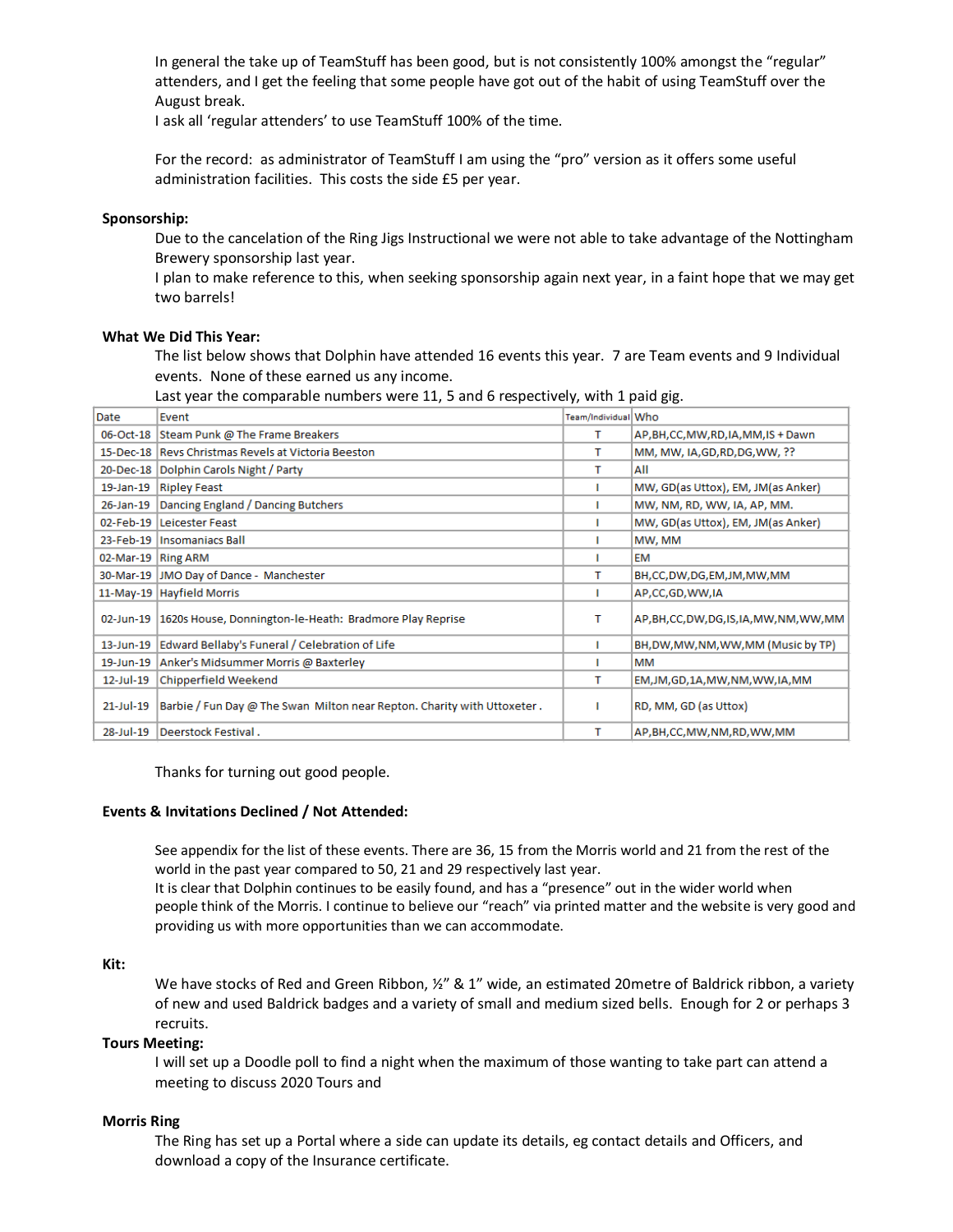In general the take up of TeamStuff has been good, but is not consistently 100% amongst the "regular" attenders, and I get the feeling that some people have got out of the habit of using TeamStuff over the August break.
I ask all 'regular attenders' to use TeamStuff 100% of the time.

For the record: as administrator of TeamStuff I am using the "pro" version as it offers some useful administration facilities. This costs the side £5 per year.

**Sponsorship:**

Due to the cancelation of the Ring Jigs Instructional we were not able to take advantage of the Nottingham Brewery sponsorship last year.
I plan to make reference to this, when seeking sponsorship again next year, in a faint hope that we may get two barrels!

**What We Did This Year:**

The list below shows that Dolphin have attended 16 events this year. 7 are Team events and 9 Individual events. None of these earned us any income.
Last year the comparable numbers were 11, 5 and 6 respectively, with 1 paid gig.

| Date | Event | Team/Individual | Who |
|---|---|---|---|
| 06-Oct-18 | Steam Punk @ The Frame Breakers | T | AP,BH,CC,MW,RD,IA,MM,IS + Dawn |
| 15-Dec-18 | Revs Christmas Revels at Victoria Beeston | T | MM, MW, IA,GD,RD,DG,WW, ?? |
| 20-Dec-18 | Dolphin Carols Night / Party | T | All |
| 19-Jan-19 | Ripley Feast | I | MW, GD(as Uttox), EM, JM(as Anker) |
| 26-Jan-19 | Dancing England / Dancing Butchers | I | MW, NM, RD, WW, IA, AP, MM. |
| 02-Feb-19 | Leicester Feast | I | MW, GD(as Uttox), EM, JM(as Anker) |
| 23-Feb-19 | Insomaniacs Ball | I | MW, MM |
| 02-Mar-19 | Ring ARM | I | EM |
| 30-Mar-19 | JMO Day of Dance - Manchester | T | BH,CC,DW,DG,EM,JM,MW,MM |
| 11-May-19 | Hayfield Morris | I | AP,CC,GD,WW,IA |
| 02-Jun-19 | 1620s House, Donnington-le-Heath: Bradmore Play Reprise | T | AP,BH,CC,DW,DG,IS,IA,MW,NM,WW,MM |
| 13-Jun-19 | Edward Bellaby's Funeral / Celebration of Life | I | BH,DW,MW,NM,WW,MM (Music by TP) |
| 19-Jun-19 | Anker's Midsummer Morris @ Baxterley | I | MM |
| 12-Jul-19 | Chipperfield Weekend | T | EM,JM,GD,1A,MW,NM,WW,IA,MM |
| 21-Jul-19 | Barbie / Fun Day @ The Swan Milton near Repton. Charity with Uttoxeter . | I | RD, MM, GD (as Uttox) |
| 28-Jul-19 | Deerstock Festival . | T | AP,BH,CC,MW,NM,RD,WW,MM |

Thanks for turning out good people.

**Events & Invitations Declined / Not Attended:**

See appendix for the list of these events. There are 36, 15 from the Morris world and 21 from the rest of the world in the past year compared to 50, 21 and 29 respectively last year.
It is clear that Dolphin continues to be easily found, and has a "presence" out in the wider world when people think of the Morris. I continue to believe our "reach" via printed matter and the website is very good and providing us with more opportunities than we can accommodate.

**Kit:**

We have stocks of Red and Green Ribbon, ½" & 1" wide, an estimated 20metre of Baldrick ribbon, a variety of new and used Baldrick badges and a variety of small and medium sized bells. Enough for 2 or perhaps 3 recruits.

**Tours Meeting:**

I will set up a Doodle poll to find a night when the maximum of those wanting to take part can attend a meeting to discuss 2020 Tours and

**Morris Ring**

The Ring has set up a Portal where a side can update its details, eg contact details and Officers, and download a copy of the Insurance certificate.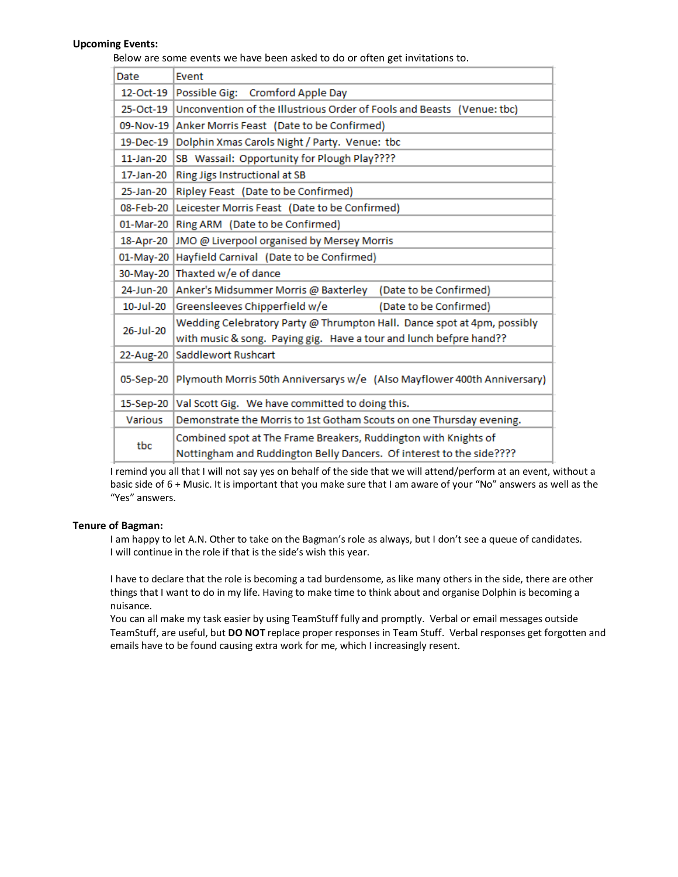**Upcoming Events:**

Below are some events we have been asked to do or often get invitations to.

| Date | Event |
|---|---|
| 12-Oct-19 | Possible Gig: Cromford Apple Day |
| 25-Oct-19 | Unconvention of the Illustrious Order of Fools and Beasts (Venue: tbc) |
| 09-Nov-19 | Anker Morris Feast (Date to be Confirmed) |
| 19-Dec-19 | Dolphin Xmas Carols Night / Party. Venue: tbc |
| 11-Jan-20 | SB Wassail: Opportunity for Plough Play???? |
| 17-Jan-20 | Ring Jigs Instructional at SB |
| 25-Jan-20 | Ripley Feast (Date to be Confirmed) |
| 08-Feb-20 | Leicester Morris Feast (Date to be Confirmed) |
| 01-Mar-20 | Ring ARM (Date to be Confirmed) |
| 18-Apr-20 | JMO @ Liverpool organised by Mersey Morris |
| 01-May-20 | Hayfield Carnival (Date to be Confirmed) |
| 30-May-20 | Thaxted w/e of dance |
| 24-Jun-20 | Anker's Midsummer Morris @ Baxterley (Date to be Confirmed) |
| 10-Jul-20 | Greensleeves Chipperfield w/e (Date to be Confirmed) |
| 26-Jul-20 | Wedding Celebratory Party @ Thrumpton Hall. Dance spot at 4pm, possibly with music & song. Paying gig. Have a tour and lunch befpre hand?? |
| 22-Aug-20 | Saddlewort Rushcart |
| 05-Sep-20 | Plymouth Morris 50th Anniversarys w/e (Also Mayflower 400th Anniversary) |
| 15-Sep-20 | Val Scott Gig. We have committed to doing this. |
| Various | Demonstrate the Morris to 1st Gotham Scouts on one Thursday evening. |
| tbc | Combined spot at The Frame Breakers, Ruddington with Knights of Nottingham and Ruddington Belly Dancers. Of interest to the side???? |

I remind you all that I will not say yes on behalf of the side that we will attend/perform at an event, without a basic side of 6 + Music. It is important that you make sure that I am aware of your "No" answers as well as the "Yes" answers.

**Tenure of Bagman:**

I am happy to let A.N. Other to take on the Bagman's role as always, but I don't see a queue of candidates. I will continue in the role if that is the side's wish this year.

I have to declare that the role is becoming a tad burdensome, as like many others in the side, there are other things that I want to do in my life. Having to make time to think about and organise Dolphin is becoming a nuisance.

You can all make my task easier by using TeamStuff fully and promptly. Verbal or email messages outside TeamStuff, are useful, but **DO NOT** replace proper responses in Team Stuff. Verbal responses get forgotten and emails have to be found causing extra work for me, which I increasingly resent.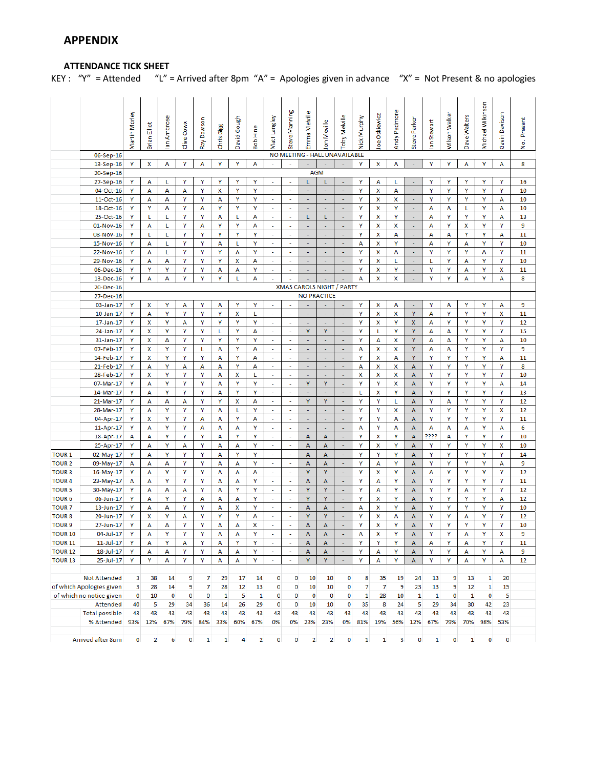## APPENDIX

### ATTENDANCE TICK SHEET

KEY : "Y" = Attended "L" = Arrived after 8pm "A" = Apologies given in advance "X" = Not Present & no apologies

| | | Martin Morley | Brian Eliot | Ian Ambrose | Clive Cowx | Ray Dawson | Chris Gigg | David Gough | Bob Hine | Matt Langley | Steve Manning | Emma Melville | Jon Melville | Toby Melville | Nick Murphy | Joe Oskiewicz | Andy Padmore | Steve Parker | Ian Stewart | Wilson Walker | Dave Walters | Michael Wilkinson | Gavin Davison | No. Present |
|---|---|---|---|---|---|---|---|---|---|---|---|---|---|---|---|---|---|---|---|---|---|---|---|---|
| | 06-Sep-16 | NO MEETING - HALL UNAVAILABLE | | | | | | | | | | | | | | | | | | | | | | |
| | 13-Sep-16 | Y | X | A | Y | A | Y | Y | A | - | - | - | - | - | Y | X | A | - | Y | Y | A | Y | A | 8 |
| | 20-Sep-16 | AGM | | | | | | | | | | | | | | | | | | | | | | |
| | 27-Sep-16 | Y | A | L | Y | Y | Y | Y | Y | - | - | L | L | - | Y | A | L | - | Y | Y | Y | Y | Y | 16 |
| | 04-Oct-16 | Y | A | A | A | Y | X | Y | Y | - | - | - | - | - | Y | X | A | - | Y | Y | Y | Y | Y | 10 |
| | 11-Oct-16 | Y | A | A | Y | Y | A | Y | Y | - | - | - | - | - | Y | X | X | - | Y | Y | Y | Y | A | 10 |
| | 18-Oct-16 | Y | Y | A | Y | A | Y | Y | Y | - | - | - | - | - | Y | X | Y | - | A | A | L | Y | A | 10 |
| | 25-Oct-16 | Y | L | L | Y | Y | A | L | A | - | - | L | L | - | Y | X | Y | - | A | Y | Y | Y | A | 13 |
| | 01-Nov-16 | Y | A | L | Y | A | Y | Y | A | - | - | - | - | - | Y | X | X | - | A | Y | X | Y | Y | 9 |
| | 08-Nov-16 | Y | L | L | Y | Y | Y | Y | Y | - | - | - | - | - | Y | X | A | - | A | A | Y | Y | A | 11 |
| | 15-Nov-16 | Y | A | L | Y | Y | A | L | Y | - | - | - | - | - | A | X | Y | - | A | Y | A | Y | Y | 10 |
| | 22-Nov-16 | Y | A | L | Y | Y | Y | A | Y | - | - | - | - | - | Y | X | A | - | Y | Y | Y | A | Y | 11 |
| | 29-Nov-16 | Y | A | A | Y | Y | Y | X | A | - | - | - | - | - | Y | X | L | - | L | Y | A | Y | Y | 10 |
| | 06-Dec-16 | Y | Y | Y | Y | Y | A | A | Y | - | - | - | - | - | Y | X | Y | - | Y | Y | A | Y | X | 11 |
| | 13-Dec-16 | Y | A | A | Y | Y | Y | L | A | - | - | - | - | - | A | X | X | - | Y | Y | A | Y | A | 8 |
| | 20-Dec-16 | XMAS CAROLS NIGHT / PARTY | | | | | | | | | | | | | | | | | | | | | | |
| | 27-Dec-16 | NO PRACTICE | | | | | | | | | | | | | | | | | | | | | | |
| | 03-Jan-17 | Y | X | Y | A | Y | A | Y | Y | - | - | - | - | - | Y | X | A | - | Y | A | Y | Y | A | 9 |
| | 10-Jan-17 | Y | A | Y | Y | Y | Y | X | L | - | - | - | - | - | Y | X | X | Y | A | Y | Y | Y | X | 11 |
| | 17-Jan-17 | Y | X | Y | A | Y | Y | Y | Y | - | - | - | - | - | Y | X | Y | X | A | Y | Y | Y | Y | 12 |
| | 24-Jan-17 | Y | X | Y | Y | Y | L | Y | A | - | - | Y | Y | - | Y | L | Y | Y | A | A | Y | Y | Y | 15 |
| | 31-Jan-17 | Y | X | A | Y | Y | Y | Y | Y | - | - | - | - | - | Y | A | X | Y | A | A | Y | Y | A | 10 |
| | 07-Feb-17 | Y | X | Y | Y | L | A | Y | A | - | - | - | - | - | A | X | X | Y | A | A | Y | Y | Y | 9 |
| | 14-Feb-17 | Y | X | Y | Y | Y | A | Y | A | - | - | - | - | - | Y | X | A | Y | Y | Y | Y | Y | A | 11 |
| | 21-Feb-17 | Y | A | Y | A | A | A | Y | A | - | - | - | - | - | A | X | X | A | Y | Y | Y | Y | Y | 8 |
| | 28-Feb-17 | Y | X | Y | Y | Y | A | X | L | - | - | - | - | - | X | X | X | A | Y | Y | Y | Y | Y | 10 |
| | 07-Mar-17 | Y | A | Y | Y | Y | A | Y | Y | - | - | Y | Y | - | Y | Y | X | A | Y | Y | Y | Y | A | 14 |
| | 14-Mar-17 | Y | A | Y | Y | Y | A | Y | Y | - | - | - | - | - | L | X | Y | A | Y | Y | Y | Y | Y | 13 |
| | 21-Mar-17 | Y | A | A | A | Y | Y | X | A | - | - | Y | Y | - | Y | Y | L | A | Y | A | Y | Y | Y | 12 |
| | 28-Mar-17 | Y | A | Y | Y | Y | A | L | Y | - | - | - | - | - | Y | Y | X | A | Y | Y | Y | Y | X | 12 |
| | 04-Apr-17 | Y | X | Y | Y | A | A | Y | A | - | - | - | - | - | Y | Y | A | A | Y | Y | Y | Y | Y | 11 |
| | 11-Apr-17 | Y | A | Y | Y | A | A | A | Y | - | - | - | - | - | A | Y | A | A | A | A | A | Y | A | 6 |
| | 18-Apr-17 | A | A | Y | Y | Y | A | Y | Y | - | - | A | A | - | Y | X | Y | A | ???? | A | Y | Y | Y | 10 |
| | 25-Apr-17 | Y | A | Y | A | Y | A | A | Y | - | - | A | A | - | Y | X | Y | A | Y | Y | Y | Y | X | 10 |
| TOUR 1 | 02-May-17 | Y | A | Y | Y | Y | A | Y | Y | - | - | A | A | - | Y | Y | Y | A | Y | Y | Y | Y | Y | 14 |
| TOUR 2 | 09-May-17 | A | A | A | Y | Y | A | A | Y | - | - | A | A | - | Y | A | Y | A | Y | Y | Y | Y | A | 9 |
| TOUR 3 | 16-May-17 | Y | A | Y | Y | Y | A | A | A | - | - | Y | Y | - | Y | X | Y | A | A | Y | Y | Y | Y | 12 |
| TOUR 4 | 23-May-17 | A | A | Y | Y | Y | A | A | Y | - | - | A | A | - | Y | A | Y | A | Y | Y | Y | Y | Y | 11 |
| TOUR 5 | 30-May-17 | Y | A | A | A | Y | A | Y | Y | - | - | Y | Y | - | Y | A | Y | A | Y | Y | A | Y | Y | 12 |
| TOUR 6 | 06-Jun-17 | Y | A | Y | Y | A | A | A | Y | - | - | Y | Y | - | Y | X | Y | A | Y | Y | Y | Y | A | 12 |
| TOUR 7 | 13-Jun-17 | Y | A | A | Y | Y | A | X | Y | - | - | A | A | - | A | X | Y | A | Y | Y | Y | Y | Y | 10 |
| TOUR 8 | 20-Jun-17 | Y | X | Y | A | Y | Y | Y | A | - | - | Y | Y | - | Y | X | A | A | Y | Y | A | Y | Y | 12 |
| TOUR 9 | 27-Jun-17 | Y | A | A | Y | Y | A | A | X | - | - | A | A | - | Y | X | Y | A | Y | Y | Y | Y | Y | 10 |
| TOUR 10 | 04-Jul-17 | Y | A | Y | Y | Y | A | A | Y | - | - | A | A | - | A | X | Y | A | Y | Y | A | Y | X | 9 |
| TOUR 11 | 11-Jul-17 | Y | A | Y | A | Y | A | Y | Y | - | - | A | A | - | Y | Y | Y | A | A | Y | A | Y | Y | 11 |
| TOUR 12 | 18-Jul-17 | Y | A | A | Y | Y | A | A | Y | - | - | A | A | - | Y | A | Y | A | Y | Y | A | Y | A | 9 |
| TOUR 13 | 25-Jul-17 | Y | Y | A | Y | Y | A | A | Y | - | - | Y | Y | - | Y | A | Y | A | Y | Y | A | Y | A | 12 |
| | Not Attended | 3 | 38 | 14 | 9 | 7 | 29 | 17 | 14 | 0 | 0 | 10 | 10 | 0 | 8 | 35 | 19 | 24 | 13 | 9 | 13 | 1 | 20 | |
| | of which Apologies given | 3 | 28 | 14 | 9 | 7 | 28 | 12 | 13 | 0 | 0 | 10 | 10 | 0 | 7 | 7 | 9 | 23 | 13 | 9 | 12 | 1 | 15 | |
| | of which no notice given | 0 | 10 | 0 | 0 | 0 | 1 | 5 | 1 | 0 | 0 | 0 | 0 | 0 | 1 | 28 | 10 | 1 | 1 | 0 | 1 | 0 | 5 | |
| | Attended | 40 | 5 | 29 | 34 | 36 | 14 | 26 | 29 | 0 | 0 | 10 | 10 | 0 | 35 | 8 | 24 | 5 | 29 | 34 | 30 | 42 | 23 | |
| | Total possible | 43 | 43 | 43 | 43 | 43 | 43 | 43 | 43 | 43 | 43 | 43 | 43 | 43 | 43 | 43 | 43 | 43 | 43 | 43 | 43 | 43 | 43 | |
| | % Attended | 93% | 12% | 67% | 79% | 84% | 33% | 60% | 67% | 0% | 0% | 23% | 23% | 0% | 81% | 19% | 56% | 12% | 67% | 79% | 70% | 98% | 53% | |
| | Arrived after 8pm | 0 | 2 | 6 | 0 | 1 | 1 | 4 | 2 | 0 | 0 | 2 | 2 | 0 | 1 | 1 | 3 | 0 | 1 | 0 | 1 | 0 | 0 | |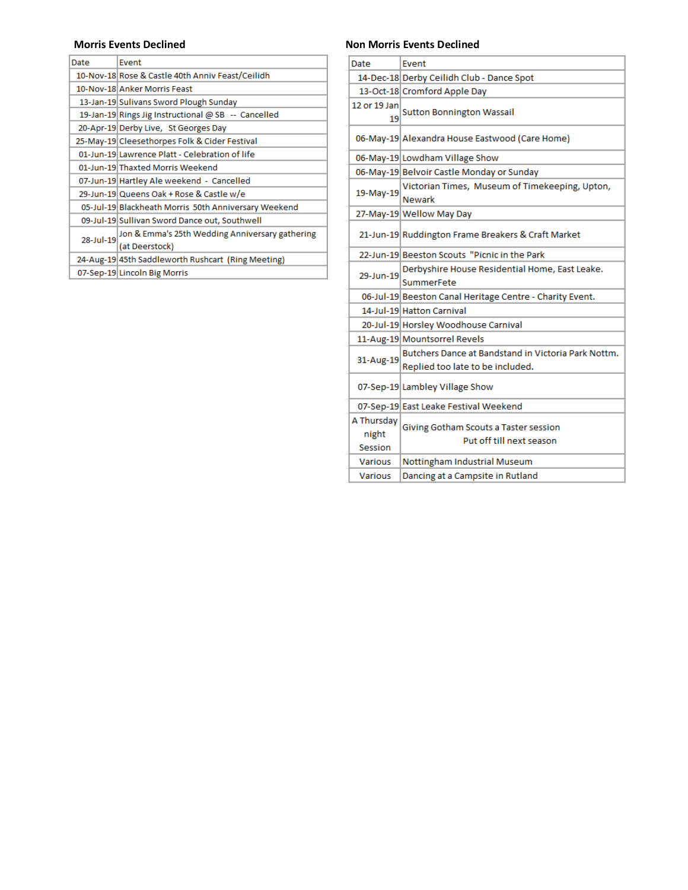### Morris Events Declined

| Date | Event |
|---|---|
| 10-Nov-18 | Rose & Castle 40th Anniv Feast/Ceilidh |
| 10-Nov-18 | Anker Morris Feast |
| 13-Jan-19 | Sulivans Sword Plough Sunday |
| 19-Jan-19 | Rings Jig Instructional @ SB -- Cancelled |
| 20-Apr-19 | Derby Live, St Georges Day |
| 25-May-19 | Cleesethorpes Folk & Cider Festival |
| 01-Jun-19 | Lawrence Platt - Celebration of life |
| 01-Jun-19 | Thaxted Morris Weekend |
| 07-Jun-19 | Hartley Ale weekend - Cancelled |
| 29-Jun-19 | Queens Oak + Rose & Castle w/e |
| 05-Jul-19 | Blackheath Morris 50th Anniversary Weekend |
| 09-Jul-19 | Sullivan Sword Dance out, Southwell |
| 28-Jul-19 | Jon & Emma's 25th Wedding Anniversary gathering (at Deerstock) |
| 24-Aug-19 | 45th Saddleworth Rushcart (Ring Meeting) |
| 07-Sep-19 | Lincoln Big Morris |

### Non Morris Events Declined

| Date | Event |
|---|---|
| 14-Dec-18 | Derby Ceilidh Club - Dance Spot |
| 13-Oct-18 | Cromford Apple Day |
| 12 or 19 Jan 19 | Sutton Bonnington Wassail |
| 06-May-19 | Alexandra House Eastwood (Care Home) |
| 06-May-19 | Lowdham Village Show |
| 06-May-19 | Belvoir Castle Monday or Sunday |
| 19-May-19 | Victorian Times, Museum of Timekeeping, Upton, Newark |
| 27-May-19 | Wellow May Day |
| 21-Jun-19 | Ruddington Frame Breakers & Craft Market |
| 22-Jun-19 | Beeston Scouts "Picnic in the Park |
| 29-Jun-19 | Derbyshire House Residential Home, East Leake. SummerFete |
| 06-Jul-19 | Beeston Canal Heritage Centre - Charity Event. |
| 14-Jul-19 | Hatton Carnival |
| 20-Jul-19 | Horsley Woodhouse Carnival |
| 11-Aug-19 | Mountsorrel Revels |
| 31-Aug-19 | Butchers Dance at Bandstand in Victoria Park Nottm. Replied too late to be included. |
| 07-Sep-19 | Lambley Village Show |
| 07-Sep-19 | East Leake Festival Weekend |
| A Thursday night Session | Giving Gotham Scouts a Taster session Put off till next season |
| Various | Nottingham Industrial Museum |
| Various | Dancing at a Campsite in Rutland |